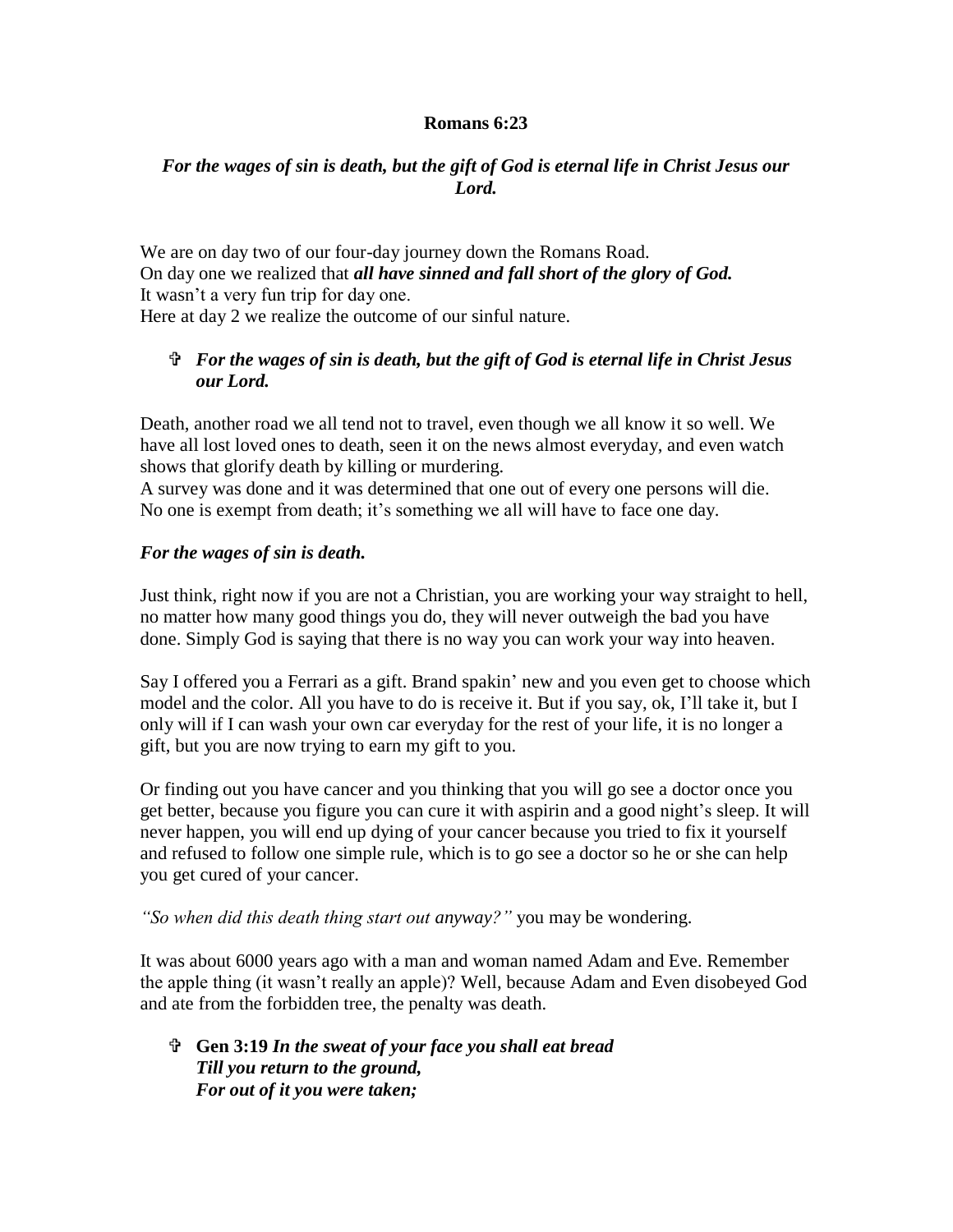**Romans 6:23**

***For the wages of sin is death, but the gift of God is eternal life in Christ Jesus our Lord.***

We are on day two of our four-day journey down the Romans Road.
On day one we realized that ***all have sinned and fall short of the glory of God.***
It wasn't a very fun trip for day one.
Here at day 2 we realize the outcome of our sinful nature.

- ***For the wages of sin is death, but the gift of God is eternal life in Christ Jesus our Lord.***

Death, another road we all tend not to travel, even though we all know it so well. We have all lost loved ones to death, seen it on the news almost everyday, and even watch shows that glorify death by killing or murdering.
A survey was done and it was determined that one out of every one persons will die.
No one is exempt from death; it's something we all will have to face one day.

***For the wages of sin is death.***

Just think, right now if you are not a Christian, you are working your way straight to hell, no matter how many good things you do, they will never outweigh the bad you have done. Simply God is saying that there is no way you can work your way into heaven.

Say I offered you a Ferrari as a gift. Brand spakin' new and you even get to choose which model and the color. All you have to do is receive it. But if you say, ok, I'll take it, but I only will if I can wash your own car everyday for the rest of your life, it is no longer a gift, but you are now trying to earn my gift to you.

Or finding out you have cancer and you thinking that you will go see a doctor once you get better, because you figure you can cure it with aspirin and a good night's sleep. It will never happen, you will end up dying of your cancer because you tried to fix it yourself and refused to follow one simple rule, which is to go see a doctor so he or she can help you get cured of your cancer.

*"So when did this death thing start out anyway?"* you may be wondering.

It was about 6000 years ago with a man and woman named Adam and Eve. Remember the apple thing (it wasn't really an apple)? Well, because Adam and Even disobeyed God and ate from the forbidden tree, the penalty was death.

- **Gen 3:19** ***In the sweat of your face you shall eat bread***
  ***Till you return to the ground,***
  ***For out of it you were taken;***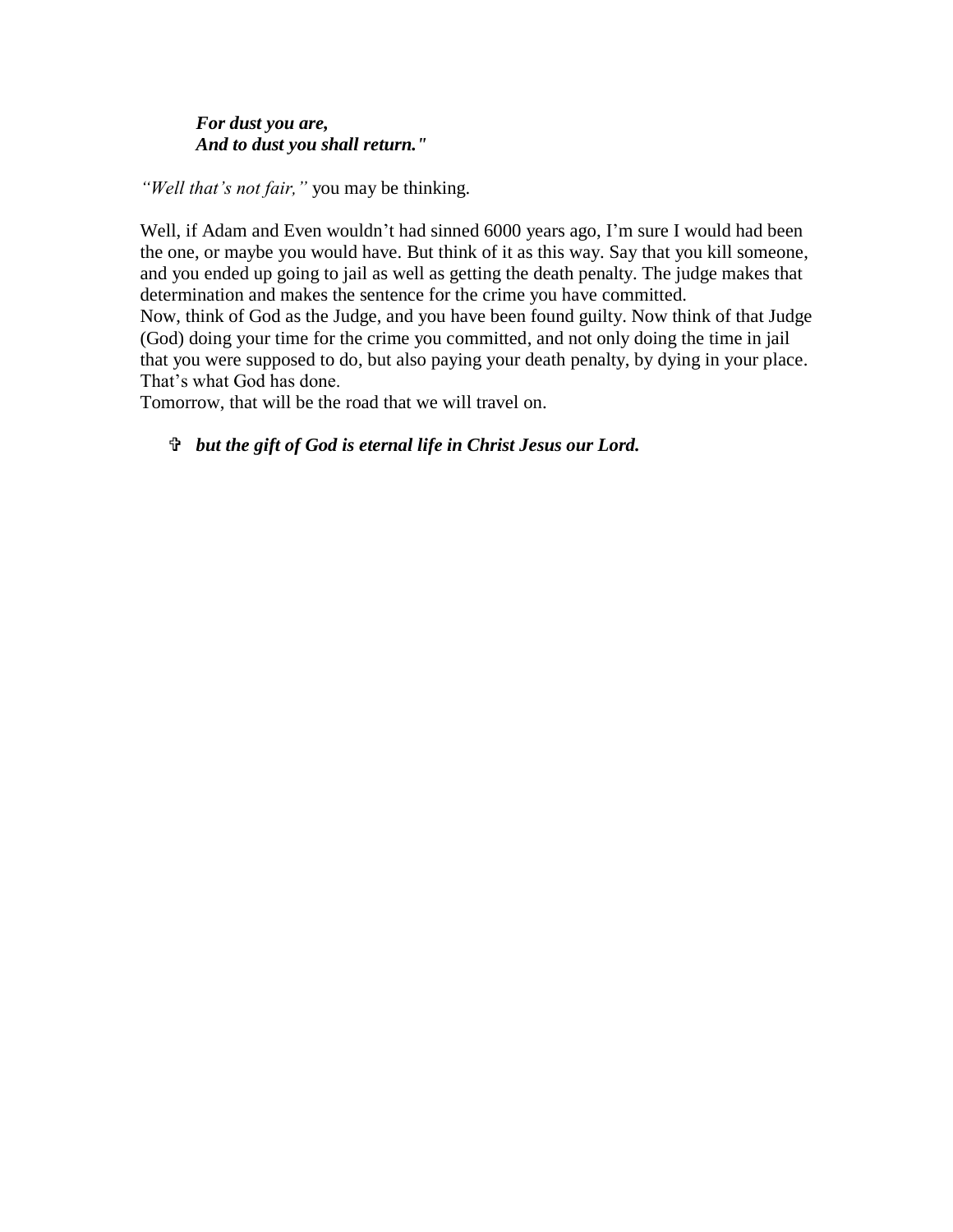***For dust you are,***
***And to dust you shall return."***

*"Well that's not fair,"* you may be thinking.

Well, if Adam and Even wouldn't had sinned 6000 years ago, I'm sure I would had been the one, or maybe you would have. But think of it as this way. Say that you kill someone, and you ended up going to jail as well as getting the death penalty. The judge makes that determination and makes the sentence for the crime you have committed.
Now, think of God as the Judge, and you have been found guilty. Now think of that Judge (God) doing your time for the crime you committed, and not only doing the time in jail that you were supposed to do, but also paying your death penalty, by dying in your place. That's what God has done.
Tomorrow, that will be the road that we will travel on.

- ***but the gift of God is eternal life in Christ Jesus our Lord.***